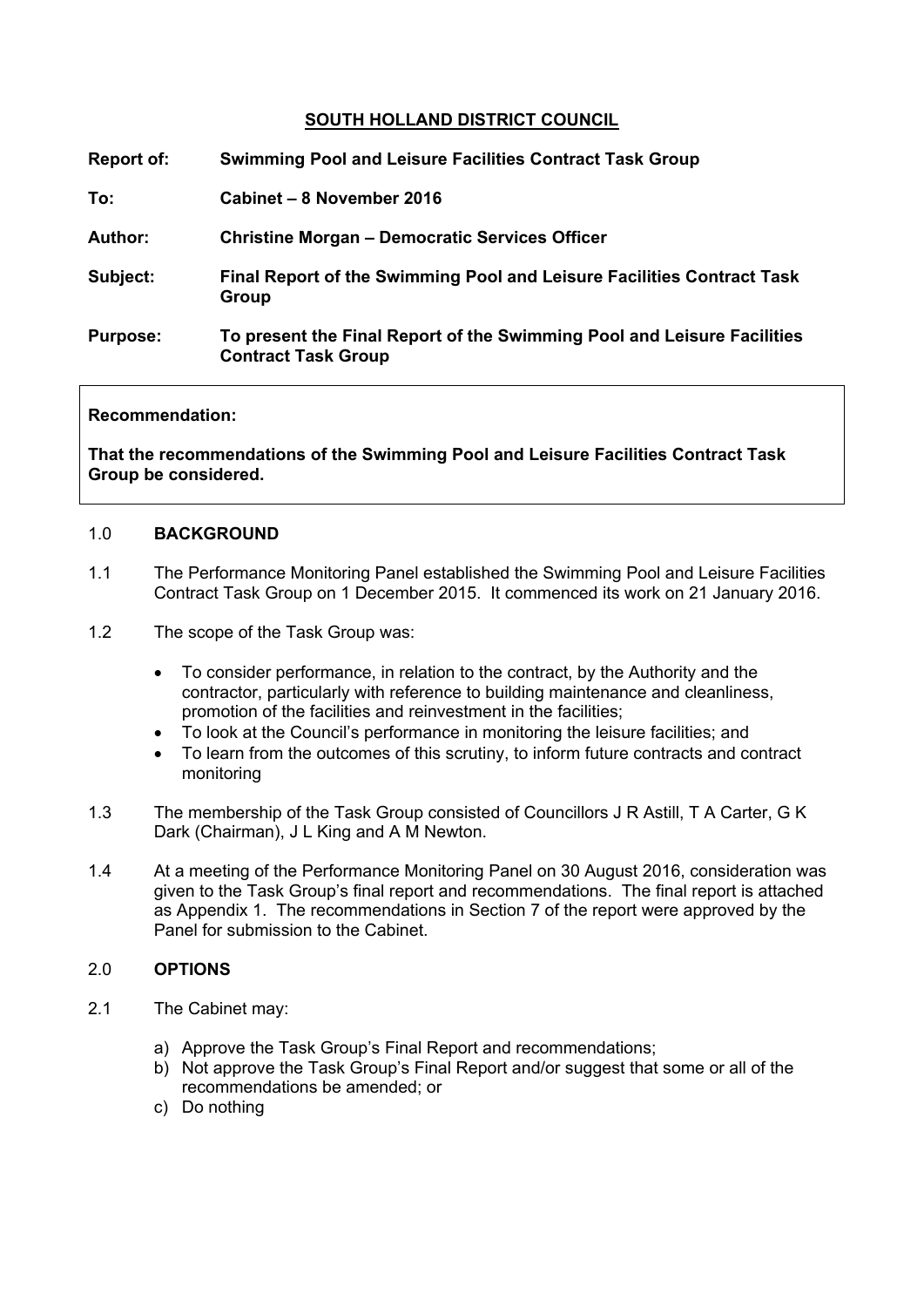**SOUTH HOLLAND DISTRICT COUNCIL**

**Report of:** **Swimming Pool and Leisure Facilities Contract Task Group**

**To:** **Cabinet – 8 November 2016**

**Author:** **Christine Morgan – Democratic Services Officer**

**Subject:** **Final Report of the Swimming Pool and Leisure Facilities Contract Task Group**

**Purpose:** **To present the Final Report of the Swimming Pool and Leisure Facilities Contract Task Group**

**Recommendation:**

**That the recommendations of the Swimming Pool and Leisure Facilities Contract Task Group be considered.**

## 1.0 BACKGROUND

1.1 The Performance Monitoring Panel established the Swimming Pool and Leisure Facilities Contract Task Group on 1 December 2015. It commenced its work on 21 January 2016.

1.2 The scope of the Task Group was:

- To consider performance, in relation to the contract, by the Authority and the contractor, particularly with reference to building maintenance and cleanliness, promotion of the facilities and reinvestment in the facilities;
- To look at the Council's performance in monitoring the leisure facilities; and
- To learn from the outcomes of this scrutiny, to inform future contracts and contract monitoring

1.3 The membership of the Task Group consisted of Councillors J R Astill, T A Carter, G K Dark (Chairman), J L King and A M Newton.

1.4 At a meeting of the Performance Monitoring Panel on 30 August 2016, consideration was given to the Task Group's final report and recommendations. The final report is attached as Appendix 1. The recommendations in Section 7 of the report were approved by the Panel for submission to the Cabinet.

## 2.0 OPTIONS

2.1 The Cabinet may:

a) Approve the Task Group's Final Report and recommendations;
b) Not approve the Task Group's Final Report and/or suggest that some or all of the recommendations be amended; or
c) Do nothing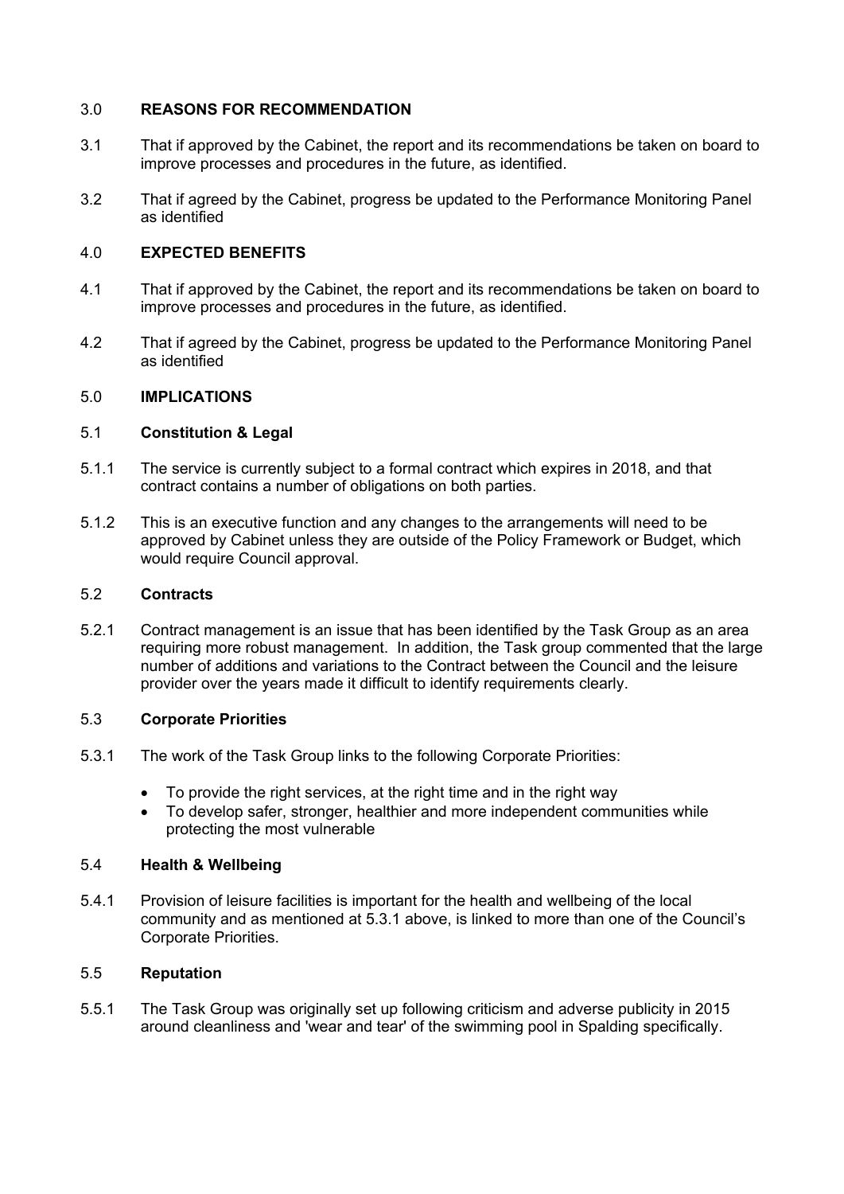## 3.0 REASONS FOR RECOMMENDATION

3.1 That if approved by the Cabinet, the report and its recommendations be taken on board to improve processes and procedures in the future, as identified.

3.2 That if agreed by the Cabinet, progress be updated to the Performance Monitoring Panel as identified

## 4.0 EXPECTED BENEFITS

4.1 That if approved by the Cabinet, the report and its recommendations be taken on board to improve processes and procedures in the future, as identified.

4.2 That if agreed by the Cabinet, progress be updated to the Performance Monitoring Panel as identified

## 5.0 IMPLICATIONS

### 5.1 Constitution & Legal

5.1.1 The service is currently subject to a formal contract which expires in 2018, and that contract contains a number of obligations on both parties.

5.1.2 This is an executive function and any changes to the arrangements will need to be approved by Cabinet unless they are outside of the Policy Framework or Budget, which would require Council approval.

### 5.2 Contracts

5.2.1 Contract management is an issue that has been identified by the Task Group as an area requiring more robust management. In addition, the Task group commented that the large number of additions and variations to the Contract between the Council and the leisure provider over the years made it difficult to identify requirements clearly.

### 5.3 Corporate Priorities

5.3.1 The work of the Task Group links to the following Corporate Priorities:

- To provide the right services, at the right time and in the right way
- To develop safer, stronger, healthier and more independent communities while protecting the most vulnerable

### 5.4 Health & Wellbeing

5.4.1 Provision of leisure facilities is important for the health and wellbeing of the local community and as mentioned at 5.3.1 above, is linked to more than one of the Council's Corporate Priorities.

### 5.5 Reputation

5.5.1 The Task Group was originally set up following criticism and adverse publicity in 2015 around cleanliness and 'wear and tear' of the swimming pool in Spalding specifically.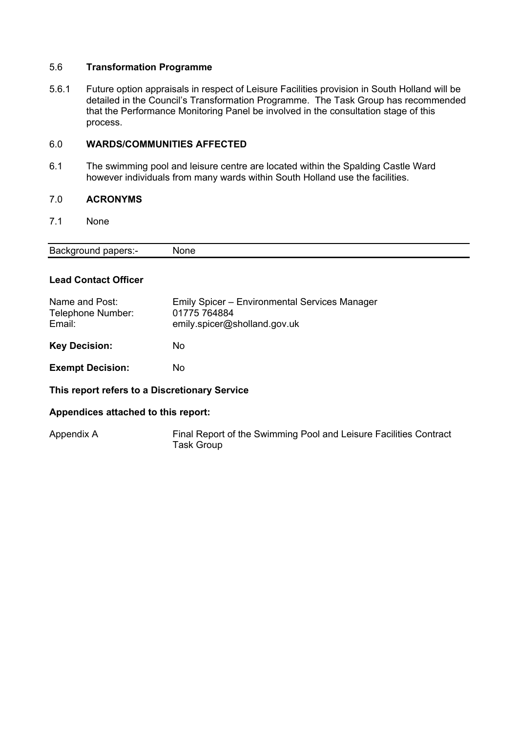### 5.6 **Transformation Programme**

5.6.1 Future option appraisals in respect of Leisure Facilities provision in South Holland will be detailed in the Council's Transformation Programme. The Task Group has recommended that the Performance Monitoring Panel be involved in the consultation stage of this process.

## 6.0 **WARDS/COMMUNITIES AFFECTED**

6.1 The swimming pool and leisure centre are located within the Spalding Castle Ward however individuals from many wards within South Holland use the facilities.

## 7.0 **ACRONYMS**

7.1 None

| | |
|---|---|
| Background papers:- | None |

**Lead Contact Officer**

| | |
|---|---|
| Name and Post: | Emily Spicer – Environmental Services Manager |
| Telephone Number: | 01775 764884 |
| Email: | emily.spicer@sholland.gov.uk |

**Key Decision:** No

**Exempt Decision:** No

**This report refers to a Discretionary Service**

**Appendices attached to this report:**

| | |
|---|---|
| Appendix A | Final Report of the Swimming Pool and Leisure Facilities Contract Task Group |